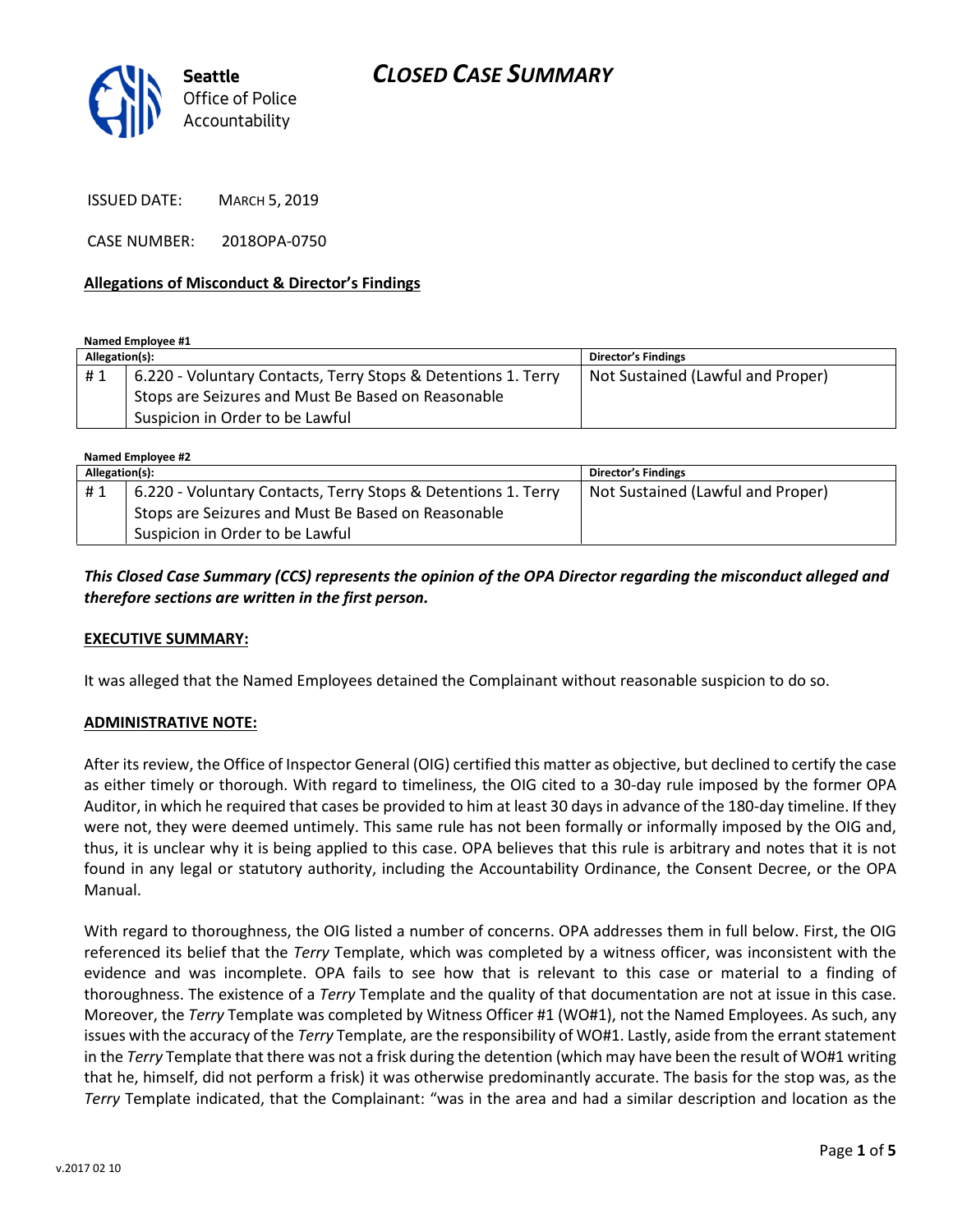# CLOSED CASE SUMMARY

Seattle Office of Police Accountability

ISSUED DATE: MARCH 5, 2019

CASE NUMBER: 2018OPA-0750

**Allegations of Misconduct & Director's Findings**

**Named Employee #1**

| Allegation(s): | | Director's Findings |
|---|---|---|
| # 1 | 6.220 - Voluntary Contacts, Terry Stops & Detentions 1. Terry Stops are Seizures and Must Be Based on Reasonable Suspicion in Order to be Lawful | Not Sustained (Lawful and Proper) |

**Named Employee #2**

| Allegation(s): | | Director's Findings |
|---|---|---|
| # 1 | 6.220 - Voluntary Contacts, Terry Stops & Detentions 1. Terry Stops are Seizures and Must Be Based on Reasonable Suspicion in Order to be Lawful | Not Sustained (Lawful and Proper) |

***This Closed Case Summary (CCS) represents the opinion of the OPA Director regarding the misconduct alleged and therefore sections are written in the first person.***

**EXECUTIVE SUMMARY:**

It was alleged that the Named Employees detained the Complainant without reasonable suspicion to do so.

**ADMINISTRATIVE NOTE:**

After its review, the Office of Inspector General (OIG) certified this matter as objective, but declined to certify the case as either timely or thorough. With regard to timeliness, the OIG cited to a 30-day rule imposed by the former OPA Auditor, in which he required that cases be provided to him at least 30 days in advance of the 180-day timeline. If they were not, they were deemed untimely. This same rule has not been formally or informally imposed by the OIG and, thus, it is unclear why it is being applied to this case. OPA believes that this rule is arbitrary and notes that it is not found in any legal or statutory authority, including the Accountability Ordinance, the Consent Decree, or the OPA Manual.

With regard to thoroughness, the OIG listed a number of concerns. OPA addresses them in full below. First, the OIG referenced its belief that the *Terry* Template, which was completed by a witness officer, was inconsistent with the evidence and was incomplete. OPA fails to see how that is relevant to this case or material to a finding of thoroughness. The existence of a *Terry* Template and the quality of that documentation are not at issue in this case. Moreover, the *Terry* Template was completed by Witness Officer #1 (WO#1), not the Named Employees. As such, any issues with the accuracy of the *Terry* Template, are the responsibility of WO#1. Lastly, aside from the errant statement in the *Terry* Template that there was not a frisk during the detention (which may have been the result of WO#1 writing that he, himself, did not perform a frisk) it was otherwise predominantly accurate. The basis for the stop was, as the *Terry* Template indicated, that the Complainant: "was in the area and had a similar description and location as the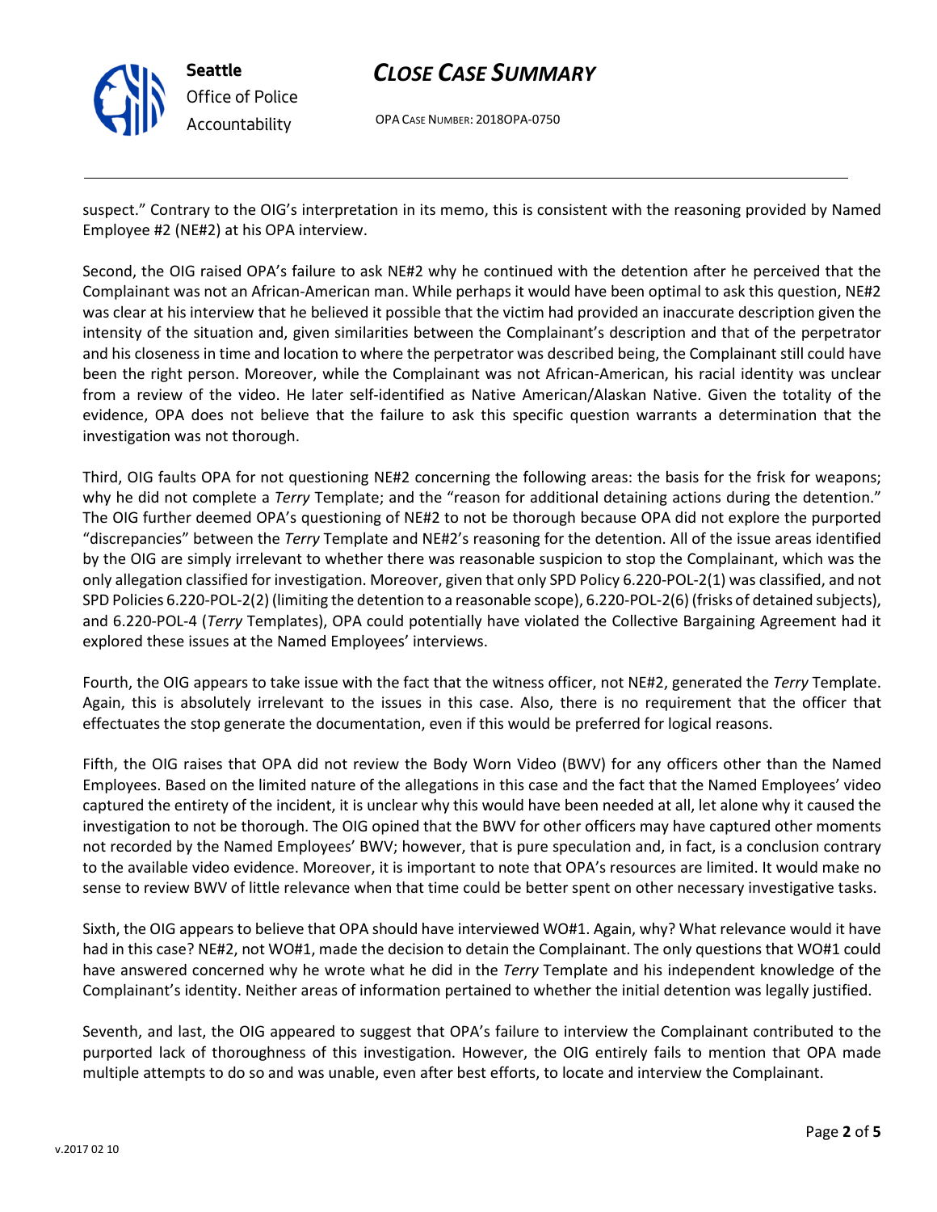suspect." Contrary to the OIG's interpretation in its memo, this is consistent with the reasoning provided by Named Employee #2 (NE#2) at his OPA interview.

Second, the OIG raised OPA's failure to ask NE#2 why he continued with the detention after he perceived that the Complainant was not an African-American man. While perhaps it would have been optimal to ask this question, NE#2 was clear at his interview that he believed it possible that the victim had provided an inaccurate description given the intensity of the situation and, given similarities between the Complainant's description and that of the perpetrator and his closeness in time and location to where the perpetrator was described being, the Complainant still could have been the right person. Moreover, while the Complainant was not African-American, his racial identity was unclear from a review of the video. He later self-identified as Native American/Alaskan Native. Given the totality of the evidence, OPA does not believe that the failure to ask this specific question warrants a determination that the investigation was not thorough.

Third, OIG faults OPA for not questioning NE#2 concerning the following areas: the basis for the frisk for weapons; why he did not complete a *Terry* Template; and the "reason for additional detaining actions during the detention." The OIG further deemed OPA's questioning of NE#2 to not be thorough because OPA did not explore the purported "discrepancies" between the *Terry* Template and NE#2's reasoning for the detention. All of the issue areas identified by the OIG are simply irrelevant to whether there was reasonable suspicion to stop the Complainant, which was the only allegation classified for investigation. Moreover, given that only SPD Policy 6.220-POL-2(1) was classified, and not SPD Policies 6.220-POL-2(2) (limiting the detention to a reasonable scope), 6.220-POL-2(6) (frisks of detained subjects), and 6.220-POL-4 (*Terry* Templates), OPA could potentially have violated the Collective Bargaining Agreement had it explored these issues at the Named Employees' interviews.

Fourth, the OIG appears to take issue with the fact that the witness officer, not NE#2, generated the *Terry* Template. Again, this is absolutely irrelevant to the issues in this case. Also, there is no requirement that the officer that effectuates the stop generate the documentation, even if this would be preferred for logical reasons.

Fifth, the OIG raises that OPA did not review the Body Worn Video (BWV) for any officers other than the Named Employees. Based on the limited nature of the allegations in this case and the fact that the Named Employees' video captured the entirety of the incident, it is unclear why this would have been needed at all, let alone why it caused the investigation to not be thorough. The OIG opined that the BWV for other officers may have captured other moments not recorded by the Named Employees' BWV; however, that is pure speculation and, in fact, is a conclusion contrary to the available video evidence. Moreover, it is important to note that OPA's resources are limited. It would make no sense to review BWV of little relevance when that time could be better spent on other necessary investigative tasks.

Sixth, the OIG appears to believe that OPA should have interviewed WO#1. Again, why? What relevance would it have had in this case? NE#2, not WO#1, made the decision to detain the Complainant. The only questions that WO#1 could have answered concerned why he wrote what he did in the *Terry* Template and his independent knowledge of the Complainant's identity. Neither areas of information pertained to whether the initial detention was legally justified.

Seventh, and last, the OIG appeared to suggest that OPA's failure to interview the Complainant contributed to the purported lack of thoroughness of this investigation. However, the OIG entirely fails to mention that OPA made multiple attempts to do so and was unable, even after best efforts, to locate and interview the Complainant.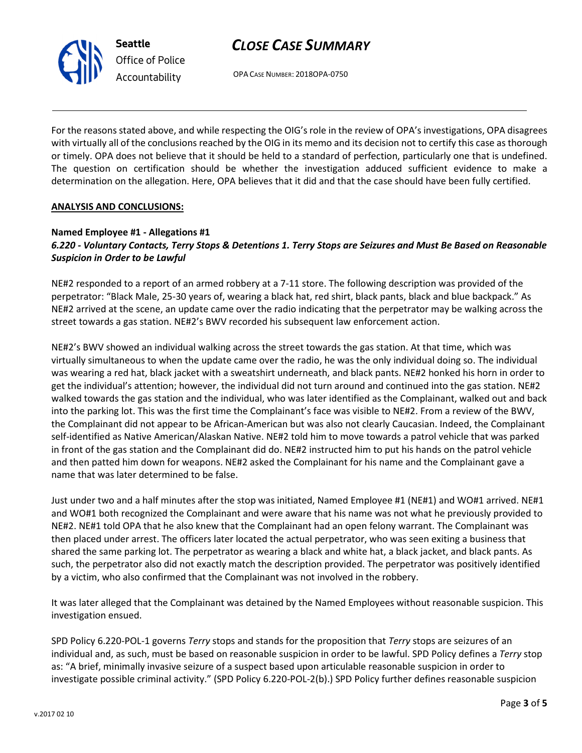For the reasons stated above, and while respecting the OIG's role in the review of OPA's investigations, OPA disagrees with virtually all of the conclusions reached by the OIG in its memo and its decision not to certify this case as thorough or timely. OPA does not believe that it should be held to a standard of perfection, particularly one that is undefined. The question on certification should be whether the investigation adduced sufficient evidence to make a determination on the allegation. Here, OPA believes that it did and that the case should have been fully certified.

**ANALYSIS AND CONCLUSIONS:**

**Named Employee #1 - Allegations #1**
***6.220 - Voluntary Contacts, Terry Stops & Detentions 1. Terry Stops are Seizures and Must Be Based on Reasonable Suspicion in Order to be Lawful***

NE#2 responded to a report of an armed robbery at a 7-11 store. The following description was provided of the perpetrator: "Black Male, 25-30 years of, wearing a black hat, red shirt, black pants, black and blue backpack." As NE#2 arrived at the scene, an update came over the radio indicating that the perpetrator may be walking across the street towards a gas station. NE#2's BWV recorded his subsequent law enforcement action.

NE#2's BWV showed an individual walking across the street towards the gas station. At that time, which was virtually simultaneous to when the update came over the radio, he was the only individual doing so. The individual was wearing a red hat, black jacket with a sweatshirt underneath, and black pants. NE#2 honked his horn in order to get the individual's attention; however, the individual did not turn around and continued into the gas station. NE#2 walked towards the gas station and the individual, who was later identified as the Complainant, walked out and back into the parking lot. This was the first time the Complainant's face was visible to NE#2. From a review of the BWV, the Complainant did not appear to be African-American but was also not clearly Caucasian. Indeed, the Complainant self-identified as Native American/Alaskan Native. NE#2 told him to move towards a patrol vehicle that was parked in front of the gas station and the Complainant did do. NE#2 instructed him to put his hands on the patrol vehicle and then patted him down for weapons. NE#2 asked the Complainant for his name and the Complainant gave a name that was later determined to be false.

Just under two and a half minutes after the stop was initiated, Named Employee #1 (NE#1) and WO#1 arrived. NE#1 and WO#1 both recognized the Complainant and were aware that his name was not what he previously provided to NE#2. NE#1 told OPA that he also knew that the Complainant had an open felony warrant. The Complainant was then placed under arrest. The officers later located the actual perpetrator, who was seen exiting a business that shared the same parking lot. The perpetrator as wearing a black and white hat, a black jacket, and black pants. As such, the perpetrator also did not exactly match the description provided. The perpetrator was positively identified by a victim, who also confirmed that the Complainant was not involved in the robbery.

It was later alleged that the Complainant was detained by the Named Employees without reasonable suspicion. This investigation ensued.

SPD Policy 6.220-POL-1 governs *Terry* stops and stands for the proposition that *Terry* stops are seizures of an individual and, as such, must be based on reasonable suspicion in order to be lawful. SPD Policy defines a *Terry* stop as: "A brief, minimally invasive seizure of a suspect based upon articulable reasonable suspicion in order to investigate possible criminal activity." (SPD Policy 6.220-POL-2(b).) SPD Policy further defines reasonable suspicion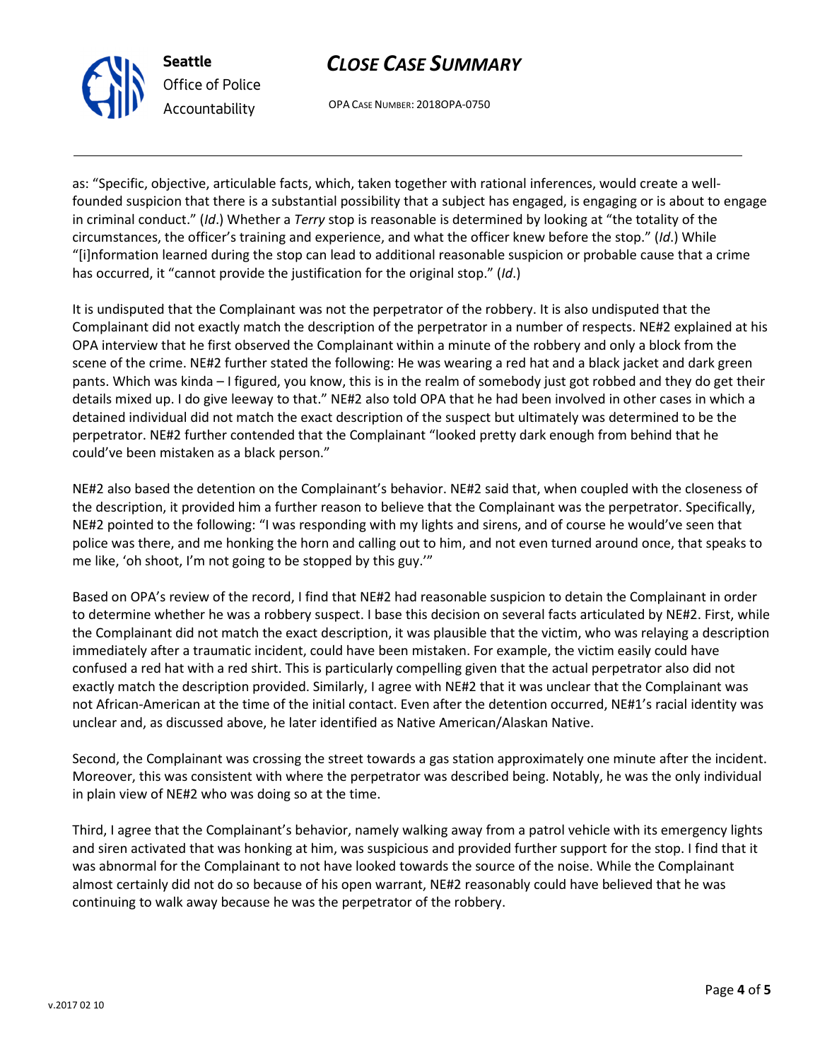as: "Specific, objective, articulable facts, which, taken together with rational inferences, would create a well-founded suspicion that there is a substantial possibility that a subject has engaged, is engaging or is about to engage in criminal conduct." (*Id*.) Whether a *Terry* stop is reasonable is determined by looking at "the totality of the circumstances, the officer's training and experience, and what the officer knew before the stop." (*Id*.) While "[i]nformation learned during the stop can lead to additional reasonable suspicion or probable cause that a crime has occurred, it "cannot provide the justification for the original stop." (*Id*.)

It is undisputed that the Complainant was not the perpetrator of the robbery. It is also undisputed that the Complainant did not exactly match the description of the perpetrator in a number of respects. NE#2 explained at his OPA interview that he first observed the Complainant within a minute of the robbery and only a block from the scene of the crime. NE#2 further stated the following: He was wearing a red hat and a black jacket and dark green pants. Which was kinda – I figured, you know, this is in the realm of somebody just got robbed and they do get their details mixed up. I do give leeway to that." NE#2 also told OPA that he had been involved in other cases in which a detained individual did not match the exact description of the suspect but ultimately was determined to be the perpetrator. NE#2 further contended that the Complainant "looked pretty dark enough from behind that he could've been mistaken as a black person."

NE#2 also based the detention on the Complainant's behavior. NE#2 said that, when coupled with the closeness of the description, it provided him a further reason to believe that the Complainant was the perpetrator. Specifically, NE#2 pointed to the following: "I was responding with my lights and sirens, and of course he would've seen that police was there, and me honking the horn and calling out to him, and not even turned around once, that speaks to me like, 'oh shoot, I'm not going to be stopped by this guy.'"

Based on OPA's review of the record, I find that NE#2 had reasonable suspicion to detain the Complainant in order to determine whether he was a robbery suspect. I base this decision on several facts articulated by NE#2. First, while the Complainant did not match the exact description, it was plausible that the victim, who was relaying a description immediately after a traumatic incident, could have been mistaken. For example, the victim easily could have confused a red hat with a red shirt. This is particularly compelling given that the actual perpetrator also did not exactly match the description provided. Similarly, I agree with NE#2 that it was unclear that the Complainant was not African-American at the time of the initial contact. Even after the detention occurred, NE#1's racial identity was unclear and, as discussed above, he later identified as Native American/Alaskan Native.

Second, the Complainant was crossing the street towards a gas station approximately one minute after the incident. Moreover, this was consistent with where the perpetrator was described being. Notably, he was the only individual in plain view of NE#2 who was doing so at the time.

Third, I agree that the Complainant's behavior, namely walking away from a patrol vehicle with its emergency lights and siren activated that was honking at him, was suspicious and provided further support for the stop. I find that it was abnormal for the Complainant to not have looked towards the source of the noise. While the Complainant almost certainly did not do so because of his open warrant, NE#2 reasonably could have believed that he was continuing to walk away because he was the perpetrator of the robbery.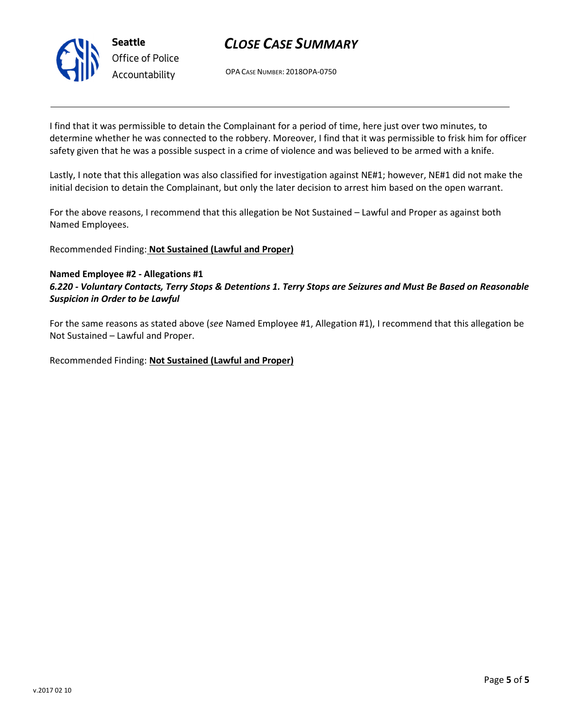I find that it was permissible to detain the Complainant for a period of time, here just over two minutes, to determine whether he was connected to the robbery. Moreover, I find that it was permissible to frisk him for officer safety given that he was a possible suspect in a crime of violence and was believed to be armed with a knife.

Lastly, I note that this allegation was also classified for investigation against NE#1; however, NE#1 did not make the initial decision to detain the Complainant, but only the later decision to arrest him based on the open warrant.

For the above reasons, I recommend that this allegation be Not Sustained – Lawful and Proper as against both Named Employees.

Recommended Finding: **Not Sustained (Lawful and Proper)**

**Named Employee #2 - Allegations #1**

***6.220 - Voluntary Contacts, Terry Stops & Detentions 1. Terry Stops are Seizures and Must Be Based on Reasonable Suspicion in Order to be Lawful***

For the same reasons as stated above (*see* Named Employee #1, Allegation #1), I recommend that this allegation be Not Sustained – Lawful and Proper.

Recommended Finding: **Not Sustained (Lawful and Proper)**